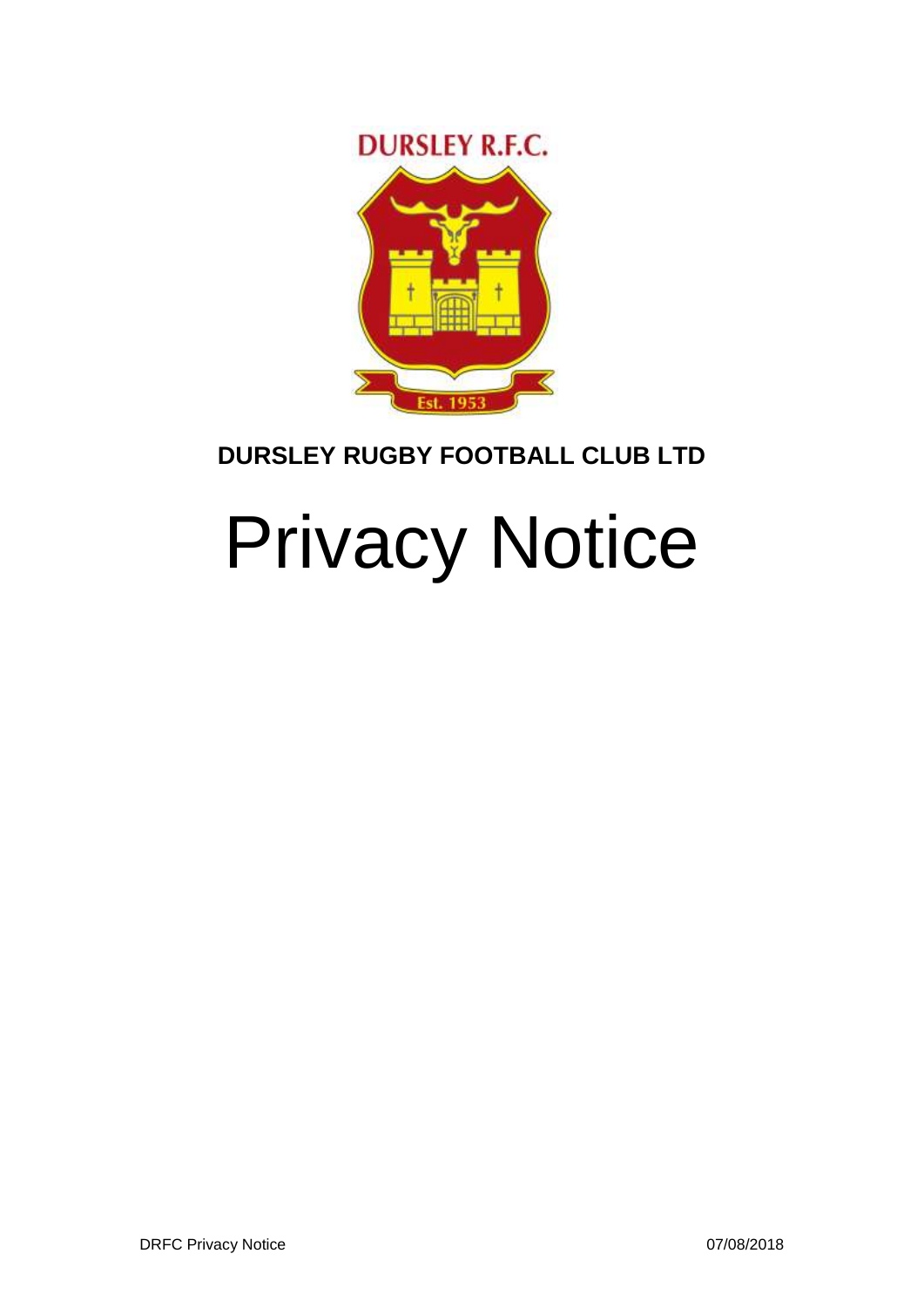DURSLEY R.F.C.

Est. 1953

**DURSLEY RUGBY FOOTBALL CLUB LTD**

# Privacy Notice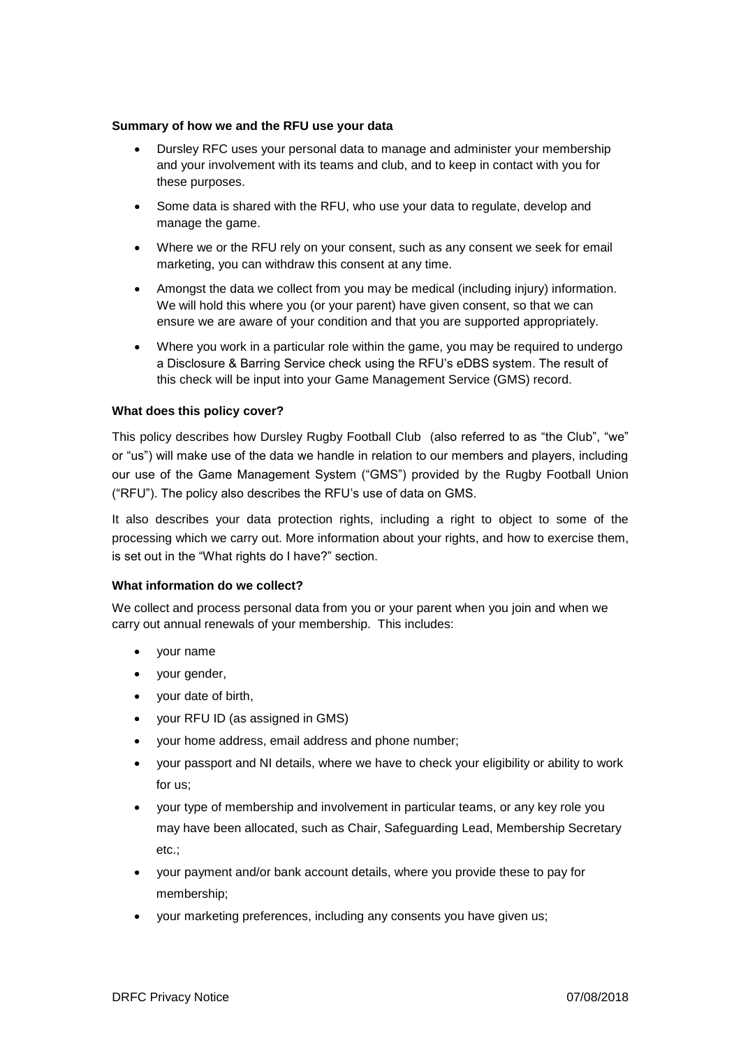**Summary of how we and the RFU use your data**

- Dursley RFC uses your personal data to manage and administer your membership and your involvement with its teams and club, and to keep in contact with you for these purposes.
- Some data is shared with the RFU, who use your data to regulate, develop and manage the game.
- Where we or the RFU rely on your consent, such as any consent we seek for email marketing, you can withdraw this consent at any time.
- Amongst the data we collect from you may be medical (including injury) information. We will hold this where you (or your parent) have given consent, so that we can ensure we are aware of your condition and that you are supported appropriately.
- Where you work in a particular role within the game, you may be required to undergo a Disclosure & Barring Service check using the RFU's eDBS system. The result of this check will be input into your Game Management Service (GMS) record.

**What does this policy cover?**

This policy describes how Dursley Rugby Football Club (also referred to as "the Club", "we" or "us") will make use of the data we handle in relation to our members and players, including our use of the Game Management System ("GMS") provided by the Rugby Football Union ("RFU"). The policy also describes the RFU's use of data on GMS.

It also describes your data protection rights, including a right to object to some of the processing which we carry out. More information about your rights, and how to exercise them, is set out in the "What rights do I have?" section.

**What information do we collect?**

We collect and process personal data from you or your parent when you join and when we carry out annual renewals of your membership. This includes:

- your name
- your gender,
- your date of birth,
- your RFU ID (as assigned in GMS)
- your home address, email address and phone number;
- your passport and NI details, where we have to check your eligibility or ability to work for us;
- your type of membership and involvement in particular teams, or any key role you may have been allocated, such as Chair, Safeguarding Lead, Membership Secretary etc.;
- your payment and/or bank account details, where you provide these to pay for membership;
- your marketing preferences, including any consents you have given us;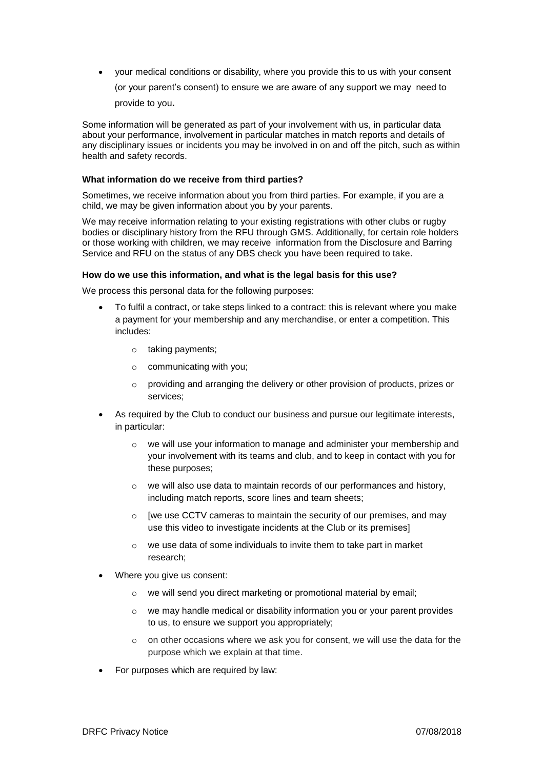- your medical conditions or disability, where you provide this to us with your consent (or your parent's consent) to ensure we are aware of any support we may need to provide to you**.**

Some information will be generated as part of your involvement with us, in particular data about your performance, involvement in particular matches in match reports and details of any disciplinary issues or incidents you may be involved in on and off the pitch, such as within health and safety records.

**What information do we receive from third parties?**

Sometimes, we receive information about you from third parties. For example, if you are a child, we may be given information about you by your parents.

We may receive information relating to your existing registrations with other clubs or rugby bodies or disciplinary history from the RFU through GMS. Additionally, for certain role holders or those working with children, we may receive information from the Disclosure and Barring Service and RFU on the status of any DBS check you have been required to take.

**How do we use this information, and what is the legal basis for this use?**

We process this personal data for the following purposes:

- To fulfil a contract, or take steps linked to a contract: this is relevant where you make a payment for your membership and any merchandise, or enter a competition. This includes:
  - taking payments;
  - communicating with you;
  - providing and arranging the delivery or other provision of products, prizes or services;
- As required by the Club to conduct our business and pursue our legitimate interests, in particular:
  - we will use your information to manage and administer your membership and your involvement with its teams and club, and to keep in contact with you for these purposes;
  - we will also use data to maintain records of our performances and history, including match reports, score lines and team sheets;
  - [we use CCTV cameras to maintain the security of our premises, and may use this video to investigate incidents at the Club or its premises]
  - we use data of some individuals to invite them to take part in market research;
- Where you give us consent:
  - we will send you direct marketing or promotional material by email;
  - we may handle medical or disability information you or your parent provides to us, to ensure we support you appropriately;
  - on other occasions where we ask you for consent, we will use the data for the purpose which we explain at that time.
- For purposes which are required by law: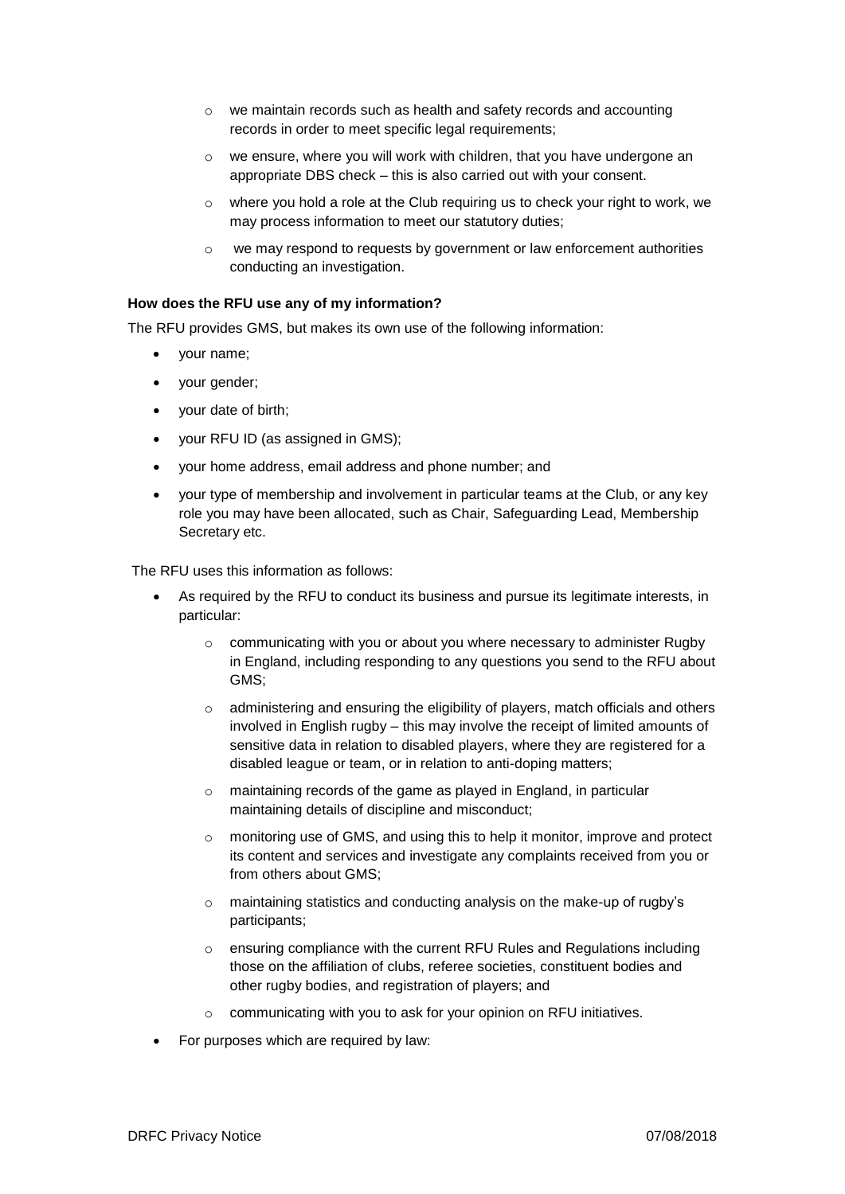- we maintain records such as health and safety records and accounting records in order to meet specific legal requirements;
  - we ensure, where you will work with children, that you have undergone an appropriate DBS check – this is also carried out with your consent.
  - where you hold a role at the Club requiring us to check your right to work, we may process information to meet our statutory duties;
  - we may respond to requests by government or law enforcement authorities conducting an investigation.

**How does the RFU use any of my information?**

The RFU provides GMS, but makes its own use of the following information:

- your name;
- your gender;
- your date of birth;
- your RFU ID (as assigned in GMS);
- your home address, email address and phone number; and
- your type of membership and involvement in particular teams at the Club, or any key role you may have been allocated, such as Chair, Safeguarding Lead, Membership Secretary etc.

The RFU uses this information as follows:

- As required by the RFU to conduct its business and pursue its legitimate interests, in particular:
  - communicating with you or about you where necessary to administer Rugby in England, including responding to any questions you send to the RFU about GMS;
  - administering and ensuring the eligibility of players, match officials and others involved in English rugby – this may involve the receipt of limited amounts of sensitive data in relation to disabled players, where they are registered for a disabled league or team, or in relation to anti-doping matters;
  - maintaining records of the game as played in England, in particular maintaining details of discipline and misconduct;
  - monitoring use of GMS, and using this to help it monitor, improve and protect its content and services and investigate any complaints received from you or from others about GMS;
  - maintaining statistics and conducting analysis on the make-up of rugby's participants;
  - ensuring compliance with the current RFU Rules and Regulations including those on the affiliation of clubs, referee societies, constituent bodies and other rugby bodies, and registration of players; and
  - communicating with you to ask for your opinion on RFU initiatives.
- For purposes which are required by law: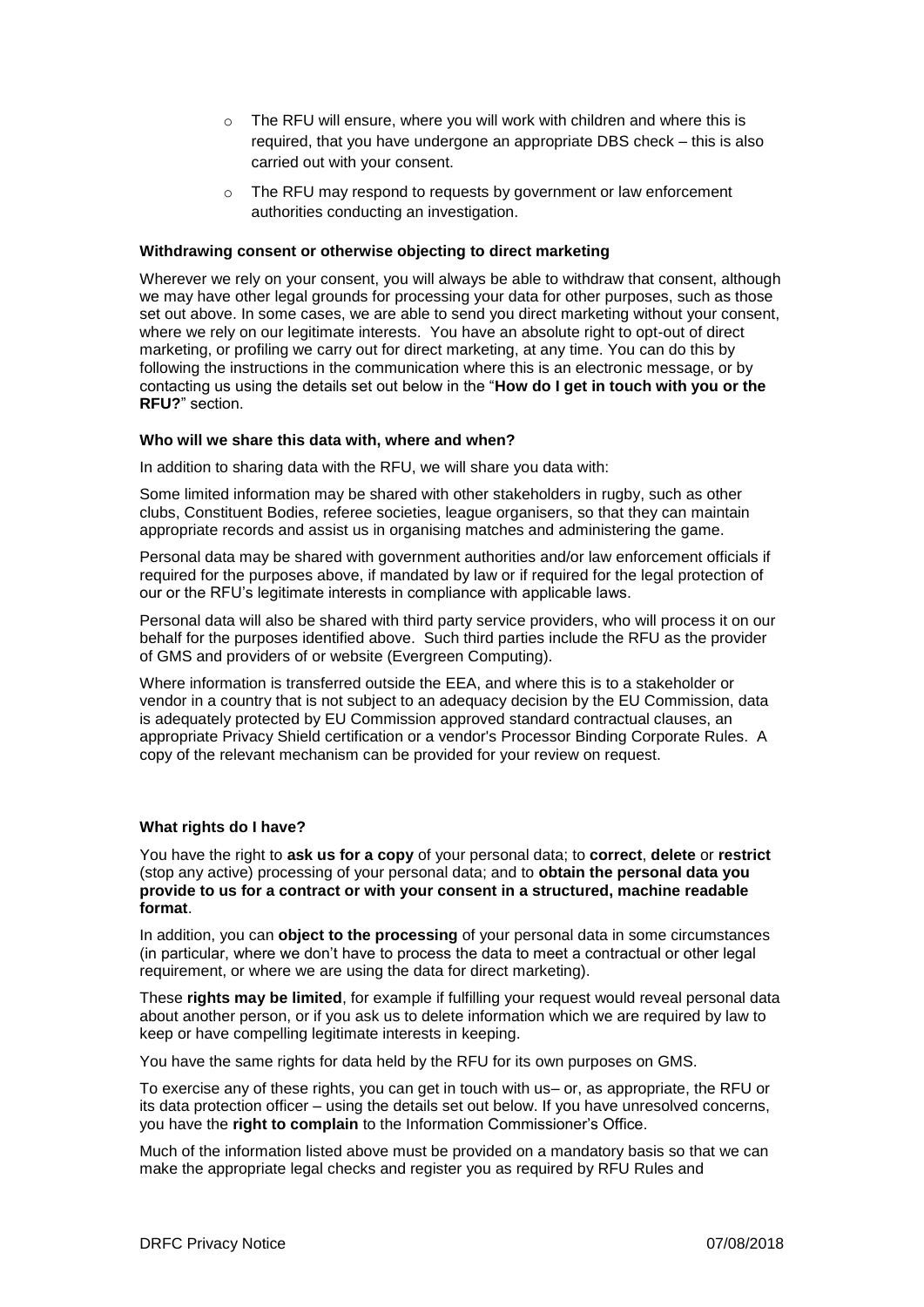- The RFU will ensure, where you will work with children and where this is required, that you have undergone an appropriate DBS check – this is also carried out with your consent.
- The RFU may respond to requests by government or law enforcement authorities conducting an investigation.

**Withdrawing consent or otherwise objecting to direct marketing**

Wherever we rely on your consent, you will always be able to withdraw that consent, although we may have other legal grounds for processing your data for other purposes, such as those set out above. In some cases, we are able to send you direct marketing without your consent, where we rely on our legitimate interests. You have an absolute right to opt-out of direct marketing, or profiling we carry out for direct marketing, at any time. You can do this by following the instructions in the communication where this is an electronic message, or by contacting us using the details set out below in the "**How do I get in touch with you or the RFU?**" section.

**Who will we share this data with, where and when?**

In addition to sharing data with the RFU, we will share you data with:

Some limited information may be shared with other stakeholders in rugby, such as other clubs, Constituent Bodies, referee societies, league organisers, so that they can maintain appropriate records and assist us in organising matches and administering the game.

Personal data may be shared with government authorities and/or law enforcement officials if required for the purposes above, if mandated by law or if required for the legal protection of our or the RFU's legitimate interests in compliance with applicable laws.

Personal data will also be shared with third party service providers, who will process it on our behalf for the purposes identified above. Such third parties include the RFU as the provider of GMS and providers of or website (Evergreen Computing).

Where information is transferred outside the EEA, and where this is to a stakeholder or vendor in a country that is not subject to an adequacy decision by the EU Commission, data is adequately protected by EU Commission approved standard contractual clauses, an appropriate Privacy Shield certification or a vendor's Processor Binding Corporate Rules. A copy of the relevant mechanism can be provided for your review on request.

**What rights do I have?**

You have the right to **ask us for a copy** of your personal data; to **correct**, **delete** or **restrict** (stop any active) processing of your personal data; and to **obtain the personal data you provide to us for a contract or with your consent in a structured, machine readable format**.

In addition, you can **object to the processing** of your personal data in some circumstances (in particular, where we don't have to process the data to meet a contractual or other legal requirement, or where we are using the data for direct marketing).

These **rights may be limited**, for example if fulfilling your request would reveal personal data about another person, or if you ask us to delete information which we are required by law to keep or have compelling legitimate interests in keeping.

You have the same rights for data held by the RFU for its own purposes on GMS.

To exercise any of these rights, you can get in touch with us– or, as appropriate, the RFU or its data protection officer – using the details set out below. If you have unresolved concerns, you have the **right to complain** to the Information Commissioner's Office.

Much of the information listed above must be provided on a mandatory basis so that we can make the appropriate legal checks and register you as required by RFU Rules and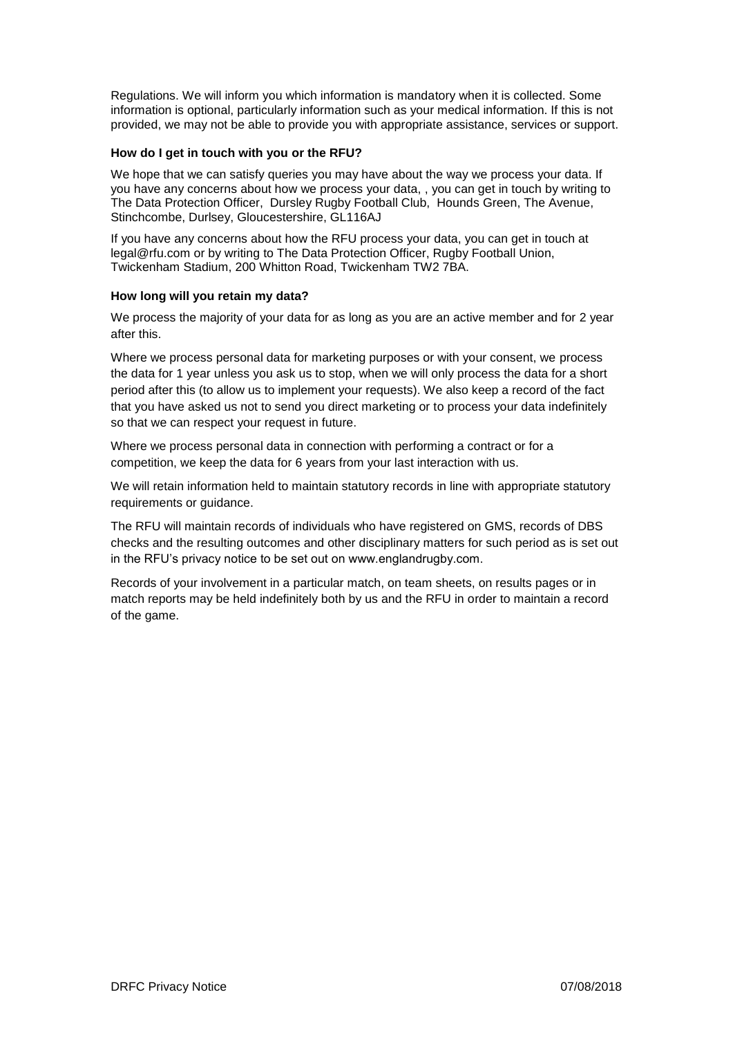Regulations. We will inform you which information is mandatory when it is collected. Some information is optional, particularly information such as your medical information. If this is not provided, we may not be able to provide you with appropriate assistance, services or support.

**How do I get in touch with you or the RFU?**

We hope that we can satisfy queries you may have about the way we process your data. If you have any concerns about how we process your data, , you can get in touch by writing to The Data Protection Officer, Dursley Rugby Football Club, Hounds Green, The Avenue, Stinchcombe, Durlsey, Gloucestershire, GL116AJ

If you have any concerns about how the RFU process your data, you can get in touch at legal@rfu.com or by writing to The Data Protection Officer, Rugby Football Union, Twickenham Stadium, 200 Whitton Road, Twickenham TW2 7BA.

**How long will you retain my data?**

We process the majority of your data for as long as you are an active member and for 2 year after this.

Where we process personal data for marketing purposes or with your consent, we process the data for 1 year unless you ask us to stop, when we will only process the data for a short period after this (to allow us to implement your requests). We also keep a record of the fact that you have asked us not to send you direct marketing or to process your data indefinitely so that we can respect your request in future.

Where we process personal data in connection with performing a contract or for a competition, we keep the data for 6 years from your last interaction with us.

We will retain information held to maintain statutory records in line with appropriate statutory requirements or guidance.

The RFU will maintain records of individuals who have registered on GMS, records of DBS checks and the resulting outcomes and other disciplinary matters for such period as is set out in the RFU's privacy notice to be set out on www.englandrugby.com.

Records of your involvement in a particular match, on team sheets, on results pages or in match reports may be held indefinitely both by us and the RFU in order to maintain a record of the game.